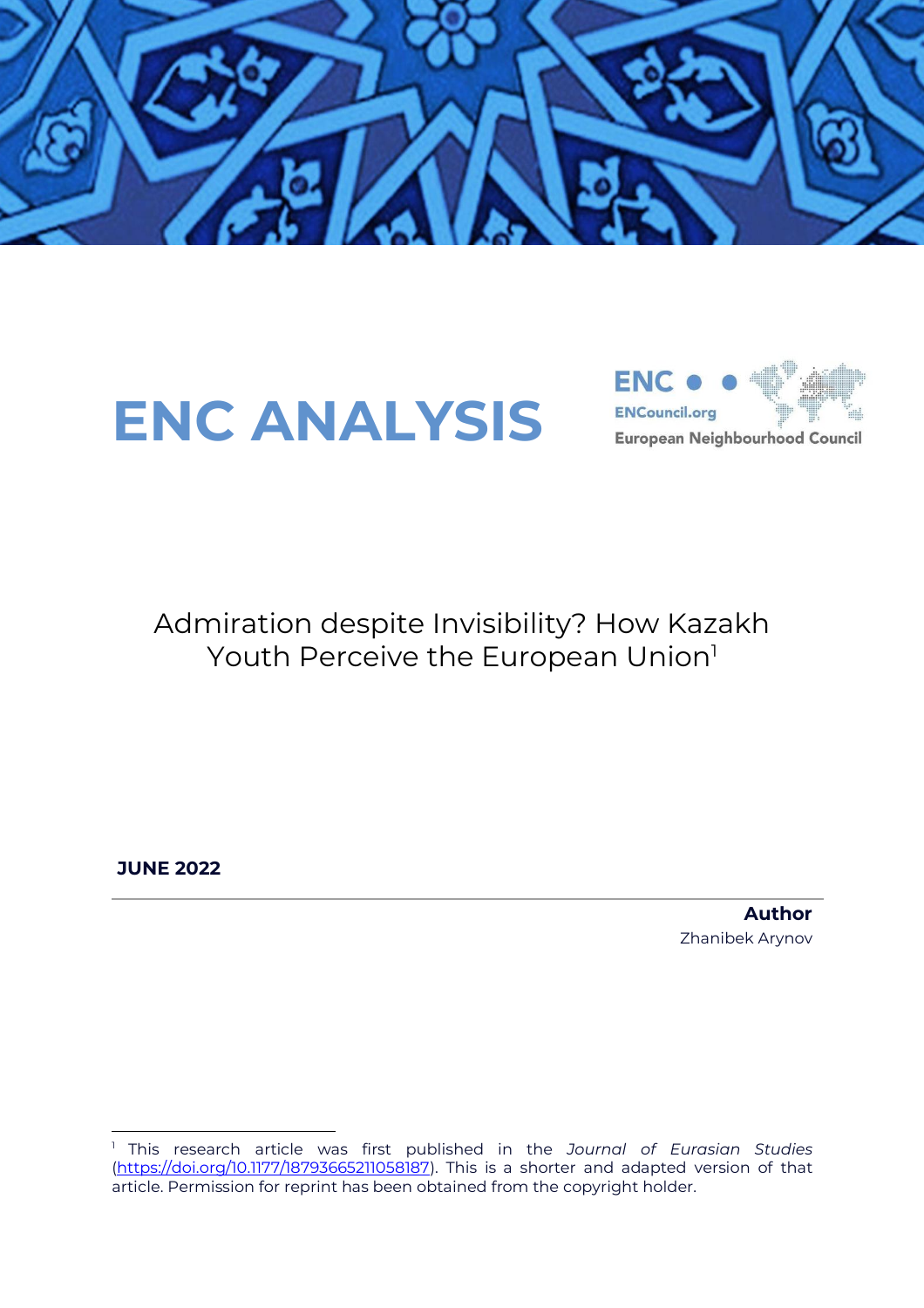# ENC ANALYSIS

ENC
ENCouncil.org
European Neighbourhood Council

## Admiration despite Invisibility? How Kazakh Youth Perceive the European Union[1]

**JUNE 2022**

**Author**
Zhanibek Arynov

---

[1] This research article was first published in the *Journal of Eurasian Studies* (https://doi.org/10.1177/18793665211058187). This is a shorter and adapted version of that article. Permission for reprint has been obtained from the copyright holder.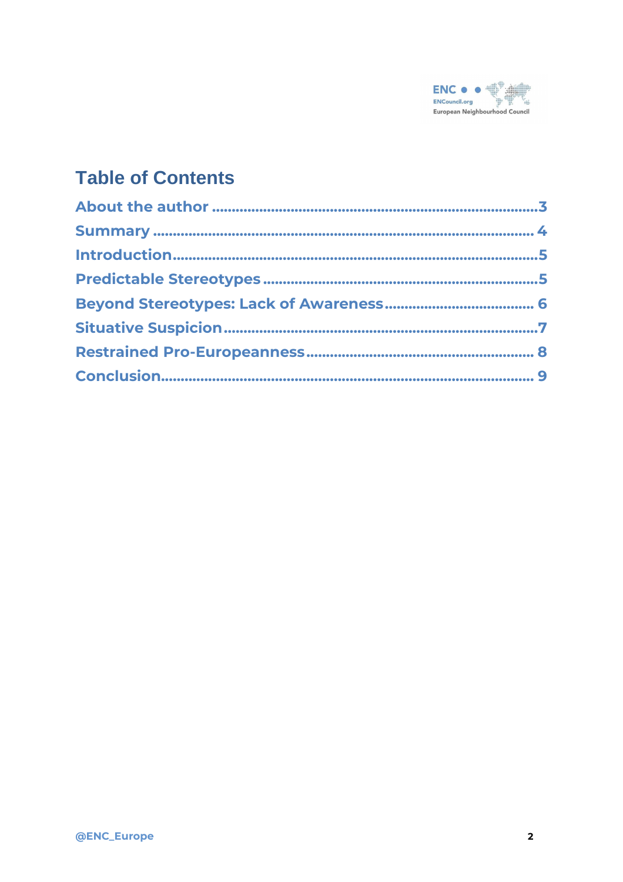## Table of Contents

About the author ....................................................................................3

Summary ................................................................................................ 4

Introduction.............................................................................................5

Predictable Stereotypes ..........................................................................5

Beyond Stereotypes: Lack of Awareness........................................ 6

Situative Suspicion...................................................................................7

Restrained Pro-Europeanness............................................................ 8

Conclusion............................................................................................... 9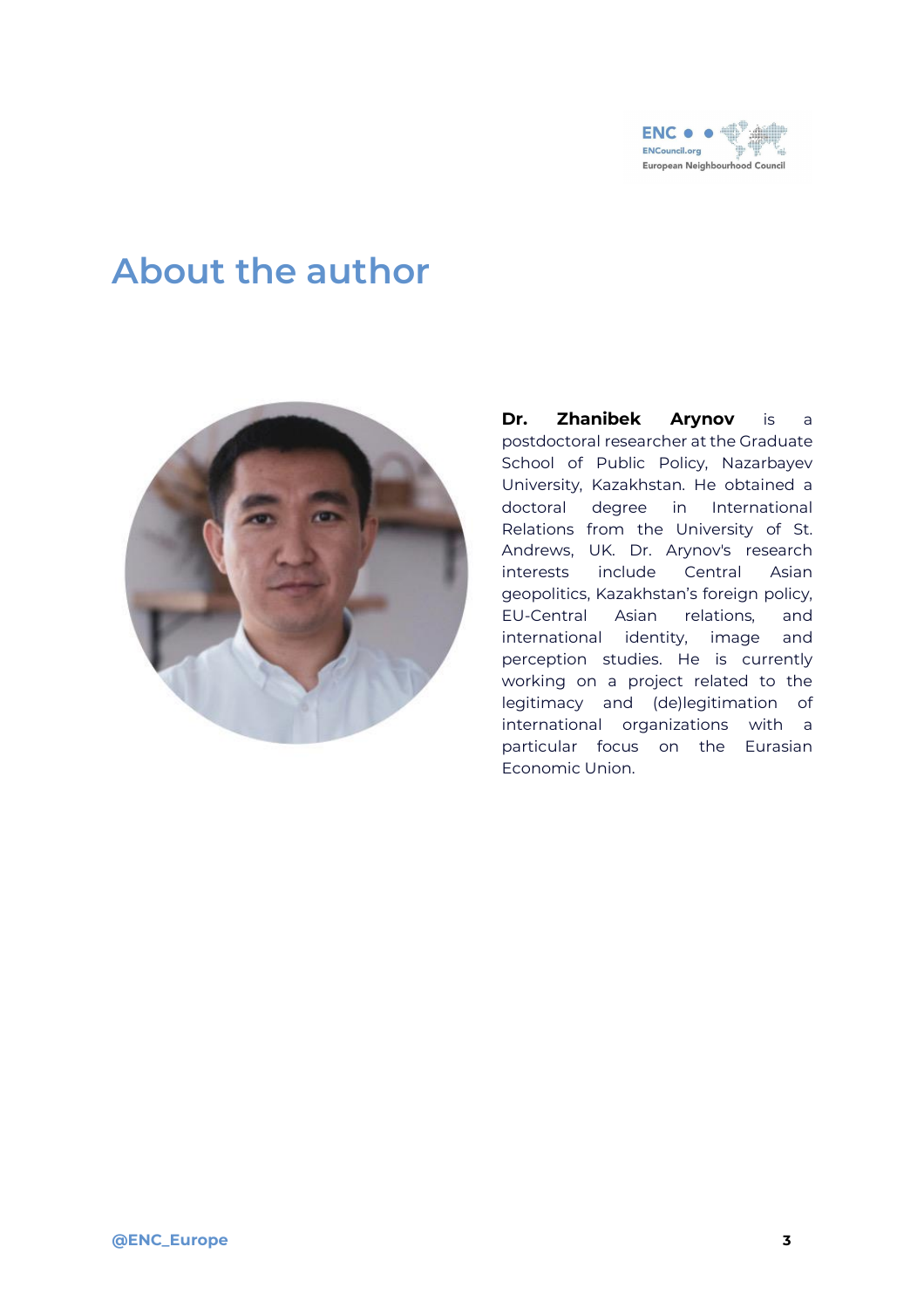# About the author

**Dr. Zhanibek Arynov** is a postdoctoral researcher at the Graduate School of Public Policy, Nazarbayev University, Kazakhstan. He obtained a doctoral degree in International Relations from the University of St. Andrews, UK. Dr. Arynov's research interests include Central Asian geopolitics, Kazakhstan's foreign policy, EU-Central Asian relations, and international identity, image and perception studies. He is currently working on a project related to the legitimacy and (de)legitimation of international organizations with a particular focus on the Eurasian Economic Union.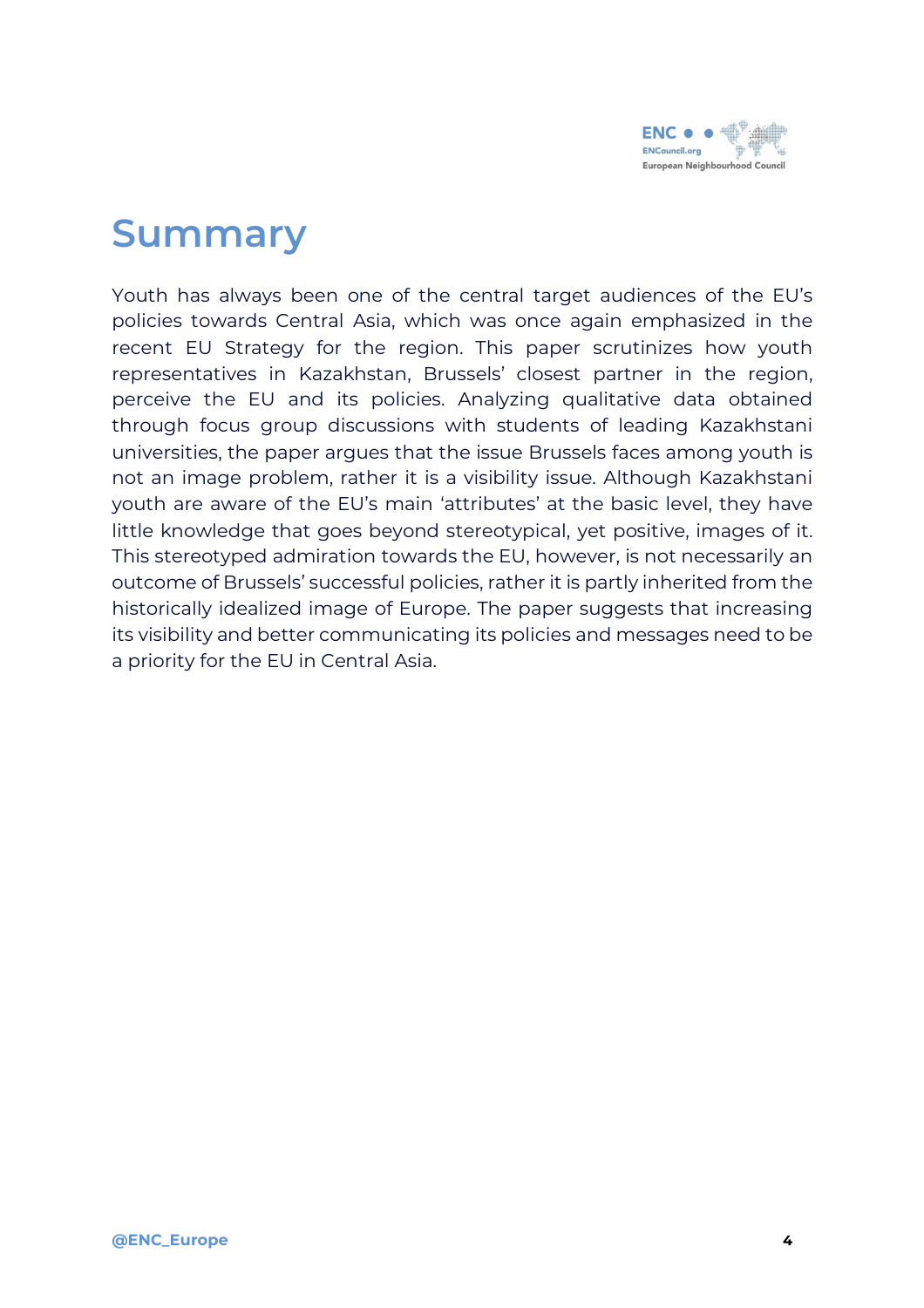# Summary

Youth has always been one of the central target audiences of the EU's policies towards Central Asia, which was once again emphasized in the recent EU Strategy for the region. This paper scrutinizes how youth representatives in Kazakhstan, Brussels' closest partner in the region, perceive the EU and its policies. Analyzing qualitative data obtained through focus group discussions with students of leading Kazakhstani universities, the paper argues that the issue Brussels faces among youth is not an image problem, rather it is a visibility issue. Although Kazakhstani youth are aware of the EU's main 'attributes' at the basic level, they have little knowledge that goes beyond stereotypical, yet positive, images of it. This stereotyped admiration towards the EU, however, is not necessarily an outcome of Brussels' successful policies, rather it is partly inherited from the historically idealized image of Europe. The paper suggests that increasing its visibility and better communicating its policies and messages need to be a priority for the EU in Central Asia.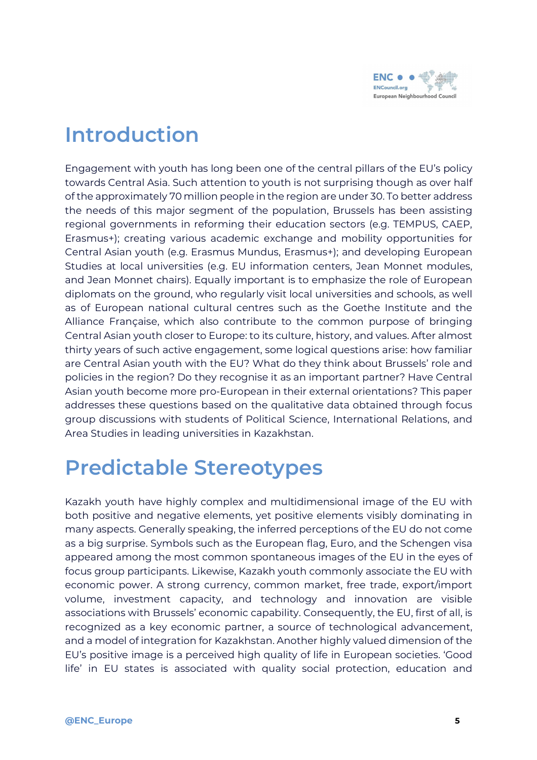## Introduction

Engagement with youth has long been one of the central pillars of the EU's policy towards Central Asia. Such attention to youth is not surprising though as over half of the approximately 70 million people in the region are under 30. To better address the needs of this major segment of the population, Brussels has been assisting regional governments in reforming their education sectors (e.g. TEMPUS, CAEP, Erasmus+); creating various academic exchange and mobility opportunities for Central Asian youth (e.g. Erasmus Mundus, Erasmus+); and developing European Studies at local universities (e.g. EU information centers, Jean Monnet modules, and Jean Monnet chairs). Equally important is to emphasize the role of European diplomats on the ground, who regularly visit local universities and schools, as well as of European national cultural centres such as the Goethe Institute and the Alliance Française, which also contribute to the common purpose of bringing Central Asian youth closer to Europe: to its culture, history, and values. After almost thirty years of such active engagement, some logical questions arise: how familiar are Central Asian youth with the EU? What do they think about Brussels' role and policies in the region? Do they recognise it as an important partner? Have Central Asian youth become more pro-European in their external orientations? This paper addresses these questions based on the qualitative data obtained through focus group discussions with students of Political Science, International Relations, and Area Studies in leading universities in Kazakhstan.

## Predictable Stereotypes

Kazakh youth have highly complex and multidimensional image of the EU with both positive and negative elements, yet positive elements visibly dominating in many aspects. Generally speaking, the inferred perceptions of the EU do not come as a big surprise. Symbols such as the European flag, Euro, and the Schengen visa appeared among the most common spontaneous images of the EU in the eyes of focus group participants. Likewise, Kazakh youth commonly associate the EU with economic power. A strong currency, common market, free trade, export/import volume, investment capacity, and technology and innovation are visible associations with Brussels' economic capability. Consequently, the EU, first of all, is recognized as a key economic partner, a source of technological advancement, and a model of integration for Kazakhstan. Another highly valued dimension of the EU's positive image is a perceived high quality of life in European societies. 'Good life' in EU states is associated with quality social protection, education and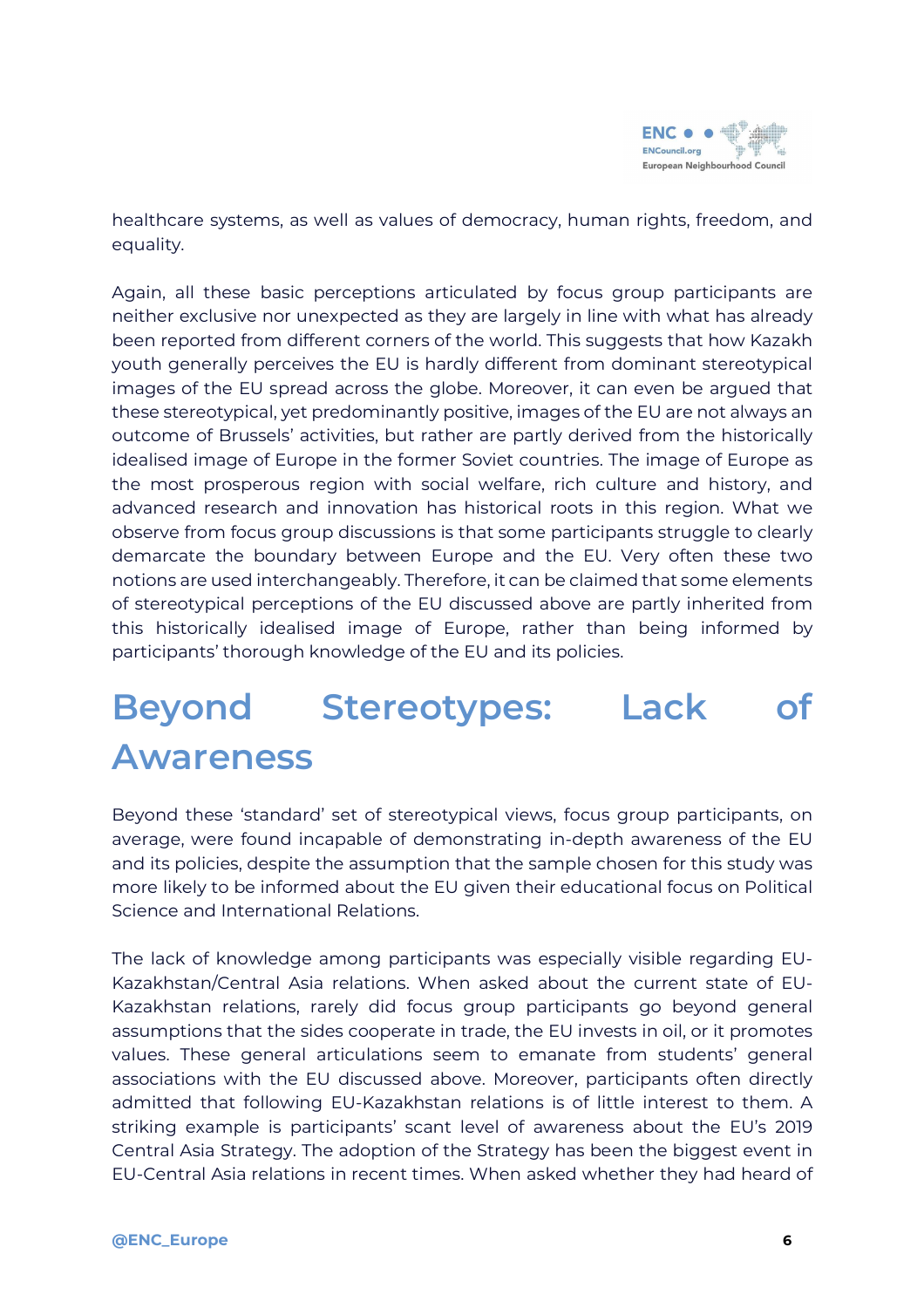healthcare systems, as well as values of democracy, human rights, freedom, and equality.

Again, all these basic perceptions articulated by focus group participants are neither exclusive nor unexpected as they are largely in line with what has already been reported from different corners of the world. This suggests that how Kazakh youth generally perceives the EU is hardly different from dominant stereotypical images of the EU spread across the globe. Moreover, it can even be argued that these stereotypical, yet predominantly positive, images of the EU are not always an outcome of Brussels' activities, but rather are partly derived from the historically idealised image of Europe in the former Soviet countries. The image of Europe as the most prosperous region with social welfare, rich culture and history, and advanced research and innovation has historical roots in this region. What we observe from focus group discussions is that some participants struggle to clearly demarcate the boundary between Europe and the EU. Very often these two notions are used interchangeably. Therefore, it can be claimed that some elements of stereotypical perceptions of the EU discussed above are partly inherited from this historically idealised image of Europe, rather than being informed by participants' thorough knowledge of the EU and its policies.

# Beyond Stereotypes: Lack of Awareness

Beyond these 'standard' set of stereotypical views, focus group participants, on average, were found incapable of demonstrating in-depth awareness of the EU and its policies, despite the assumption that the sample chosen for this study was more likely to be informed about the EU given their educational focus on Political Science and International Relations.

The lack of knowledge among participants was especially visible regarding EU-Kazakhstan/Central Asia relations. When asked about the current state of EU-Kazakhstan relations, rarely did focus group participants go beyond general assumptions that the sides cooperate in trade, the EU invests in oil, or it promotes values. These general articulations seem to emanate from students' general associations with the EU discussed above. Moreover, participants often directly admitted that following EU-Kazakhstan relations is of little interest to them. A striking example is participants' scant level of awareness about the EU's 2019 Central Asia Strategy. The adoption of the Strategy has been the biggest event in EU-Central Asia relations in recent times. When asked whether they had heard of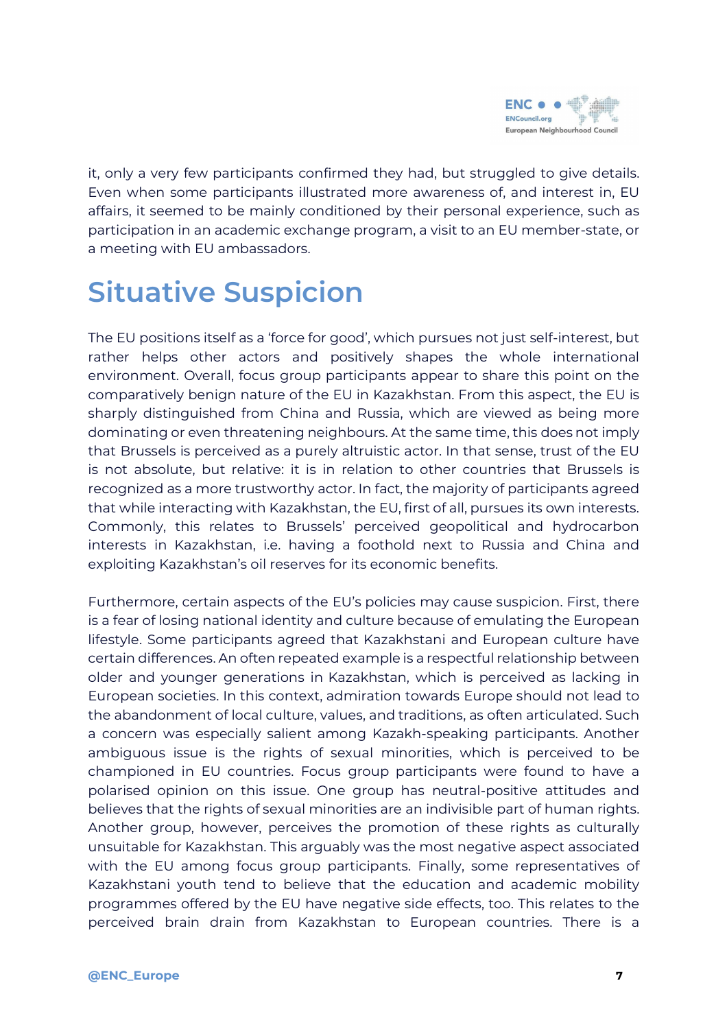it, only a very few participants confirmed they had, but struggled to give details. Even when some participants illustrated more awareness of, and interest in, EU affairs, it seemed to be mainly conditioned by their personal experience, such as participation in an academic exchange program, a visit to an EU member-state, or a meeting with EU ambassadors.

# Situative Suspicion

The EU positions itself as a 'force for good', which pursues not just self-interest, but rather helps other actors and positively shapes the whole international environment. Overall, focus group participants appear to share this point on the comparatively benign nature of the EU in Kazakhstan. From this aspect, the EU is sharply distinguished from China and Russia, which are viewed as being more dominating or even threatening neighbours. At the same time, this does not imply that Brussels is perceived as a purely altruistic actor. In that sense, trust of the EU is not absolute, but relative: it is in relation to other countries that Brussels is recognized as a more trustworthy actor. In fact, the majority of participants agreed that while interacting with Kazakhstan, the EU, first of all, pursues its own interests. Commonly, this relates to Brussels' perceived geopolitical and hydrocarbon interests in Kazakhstan, i.e. having a foothold next to Russia and China and exploiting Kazakhstan's oil reserves for its economic benefits.

Furthermore, certain aspects of the EU's policies may cause suspicion. First, there is a fear of losing national identity and culture because of emulating the European lifestyle. Some participants agreed that Kazakhstani and European culture have certain differences. An often repeated example is a respectful relationship between older and younger generations in Kazakhstan, which is perceived as lacking in European societies. In this context, admiration towards Europe should not lead to the abandonment of local culture, values, and traditions, as often articulated. Such a concern was especially salient among Kazakh-speaking participants. Another ambiguous issue is the rights of sexual minorities, which is perceived to be championed in EU countries. Focus group participants were found to have a polarised opinion on this issue. One group has neutral-positive attitudes and believes that the rights of sexual minorities are an indivisible part of human rights. Another group, however, perceives the promotion of these rights as culturally unsuitable for Kazakhstan. This arguably was the most negative aspect associated with the EU among focus group participants. Finally, some representatives of Kazakhstani youth tend to believe that the education and academic mobility programmes offered by the EU have negative side effects, too. This relates to the perceived brain drain from Kazakhstan to European countries. There is a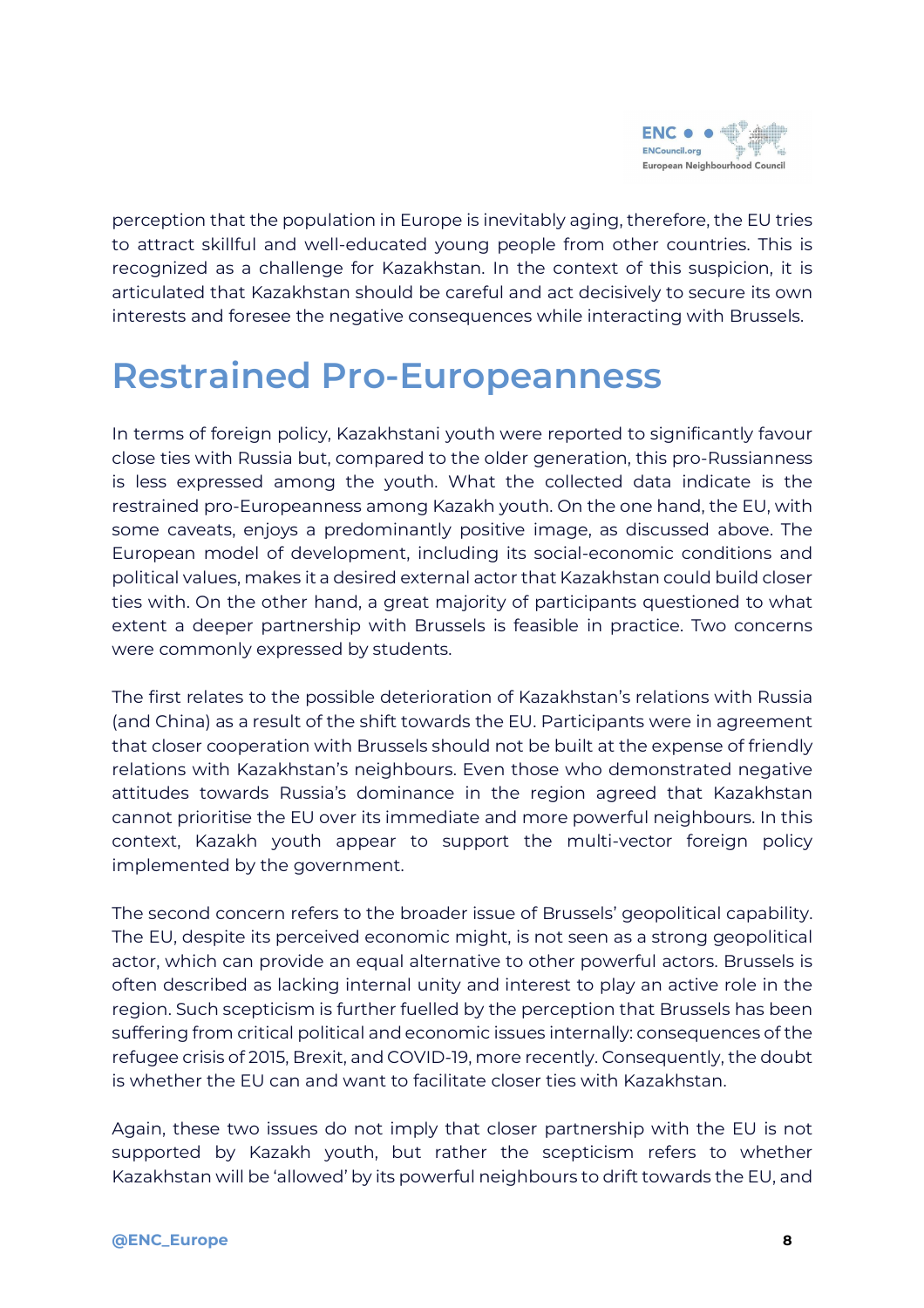perception that the population in Europe is inevitably aging, therefore, the EU tries to attract skillful and well-educated young people from other countries. This is recognized as a challenge for Kazakhstan. In the context of this suspicion, it is articulated that Kazakhstan should be careful and act decisively to secure its own interests and foresee the negative consequences while interacting with Brussels.

# Restrained Pro-Europeanness

In terms of foreign policy, Kazakhstani youth were reported to significantly favour close ties with Russia but, compared to the older generation, this pro-Russianness is less expressed among the youth. What the collected data indicate is the restrained pro-Europeanness among Kazakh youth. On the one hand, the EU, with some caveats, enjoys a predominantly positive image, as discussed above. The European model of development, including its social-economic conditions and political values, makes it a desired external actor that Kazakhstan could build closer ties with. On the other hand, a great majority of participants questioned to what extent a deeper partnership with Brussels is feasible in practice. Two concerns were commonly expressed by students.

The first relates to the possible deterioration of Kazakhstan's relations with Russia (and China) as a result of the shift towards the EU. Participants were in agreement that closer cooperation with Brussels should not be built at the expense of friendly relations with Kazakhstan's neighbours. Even those who demonstrated negative attitudes towards Russia's dominance in the region agreed that Kazakhstan cannot prioritise the EU over its immediate and more powerful neighbours. In this context, Kazakh youth appear to support the multi-vector foreign policy implemented by the government.

The second concern refers to the broader issue of Brussels' geopolitical capability. The EU, despite its perceived economic might, is not seen as a strong geopolitical actor, which can provide an equal alternative to other powerful actors. Brussels is often described as lacking internal unity and interest to play an active role in the region. Such scepticism is further fuelled by the perception that Brussels has been suffering from critical political and economic issues internally: consequences of the refugee crisis of 2015, Brexit, and COVID-19, more recently. Consequently, the doubt is whether the EU can and want to facilitate closer ties with Kazakhstan.

Again, these two issues do not imply that closer partnership with the EU is not supported by Kazakh youth, but rather the scepticism refers to whether Kazakhstan will be 'allowed' by its powerful neighbours to drift towards the EU, and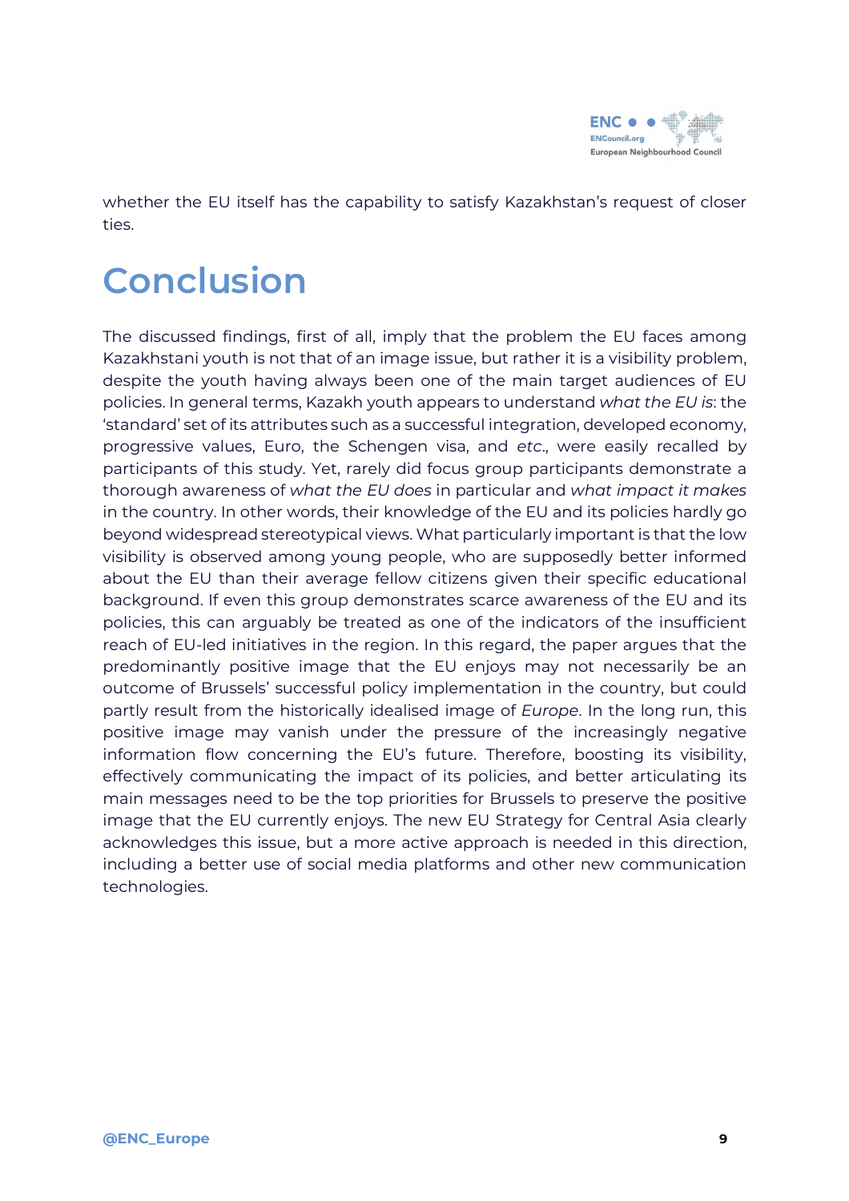whether the EU itself has the capability to satisfy Kazakhstan's request of closer ties.

# Conclusion

The discussed findings, first of all, imply that the problem the EU faces among Kazakhstani youth is not that of an image issue, but rather it is a visibility problem, despite the youth having always been one of the main target audiences of EU policies. In general terms, Kazakh youth appears to understand *what the EU is*: the 'standard' set of its attributes such as a successful integration, developed economy, progressive values, Euro, the Schengen visa, and *etc*., were easily recalled by participants of this study. Yet, rarely did focus group participants demonstrate a thorough awareness of *what the EU does* in particular and *what impact it makes* in the country. In other words, their knowledge of the EU and its policies hardly go beyond widespread stereotypical views. What particularly important is that the low visibility is observed among young people, who are supposedly better informed about the EU than their average fellow citizens given their specific educational background. If even this group demonstrates scarce awareness of the EU and its policies, this can arguably be treated as one of the indicators of the insufficient reach of EU-led initiatives in the region. In this regard, the paper argues that the predominantly positive image that the EU enjoys may not necessarily be an outcome of Brussels' successful policy implementation in the country, but could partly result from the historically idealised image of *Europe*. In the long run, this positive image may vanish under the pressure of the increasingly negative information flow concerning the EU's future. Therefore, boosting its visibility, effectively communicating the impact of its policies, and better articulating its main messages need to be the top priorities for Brussels to preserve the positive image that the EU currently enjoys. The new EU Strategy for Central Asia clearly acknowledges this issue, but a more active approach is needed in this direction, including a better use of social media platforms and other new communication technologies.